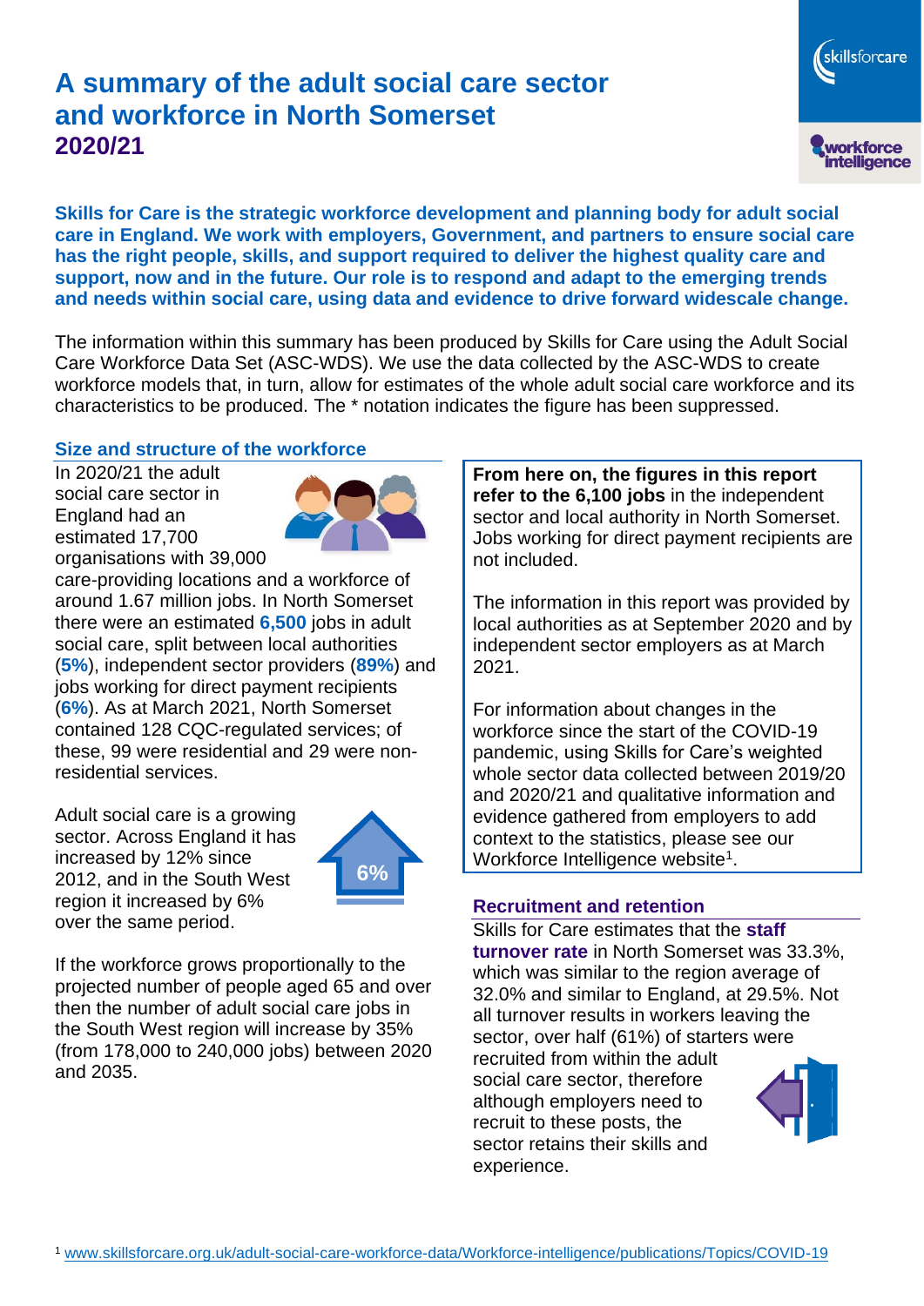# A summary of the adult social care sector and workforce in North Somerset 2020/21

**Skills for Care is the strategic workforce development and planning body for adult social care in England. We work with employers, Government, and partners to ensure social care has the right people, skills, and support required to deliver the highest quality care and support, now and in the future. Our role is to respond and adapt to the emerging trends and needs within social care, using data and evidence to drive forward widescale change.**

The information within this summary has been produced by Skills for Care using the Adult Social Care Workforce Data Set (ASC-WDS). We use the data collected by the ASC-WDS to create workforce models that, in turn, allow for estimates of the whole adult social care workforce and its characteristics to be produced. The * notation indicates the figure has been suppressed.

## Size and structure of the workforce

In 2020/21 the adult social care sector in England had an estimated 17,700 organisations with 39,000 care-providing locations and a workforce of around 1.67 million jobs. In North Somerset there were an estimated **6,500** jobs in adult social care, split between local authorities (**5%**), independent sector providers (**89%**) and jobs working for direct payment recipients (**6%**). As at March 2021, North Somerset contained 128 CQC-regulated services; of these, 99 were residential and 29 were non-residential services.

Adult social care is a growing sector. Across England it has increased by 12% since 2012, and in the South West region it increased by 6% over the same period.

6%

If the workforce grows proportionally to the projected number of people aged 65 and over then the number of adult social care jobs in the South West region will increase by 35% (from 178,000 to 240,000 jobs) between 2020 and 2035.

**From here on, the figures in this report refer to the 6,100 jobs** in the independent sector and local authority in North Somerset. Jobs working for direct payment recipients are not included.

The information in this report was provided by local authorities as at September 2020 and by independent sector employers as at March 2021.

For information about changes in the workforce since the start of the COVID-19 pandemic, using Skills for Care's weighted whole sector data collected between 2019/20 and 2020/21 and qualitative information and evidence gathered from employers to add context to the statistics, please see our Workforce Intelligence website[1].

## Recruitment and retention

Skills for Care estimates that the **staff turnover rate** in North Somerset was 33.3%, which was similar to the region average of 32.0% and similar to England, at 29.5%. Not all turnover results in workers leaving the sector, over half (61%) of starters were recruited from within the adult social care sector, therefore although employers need to recruit to these posts, the sector retains their skills and experience.

[1] www.skillsforcare.org.uk/adult-social-care-workforce-data/Workforce-intelligence/publications/Topics/COVID-19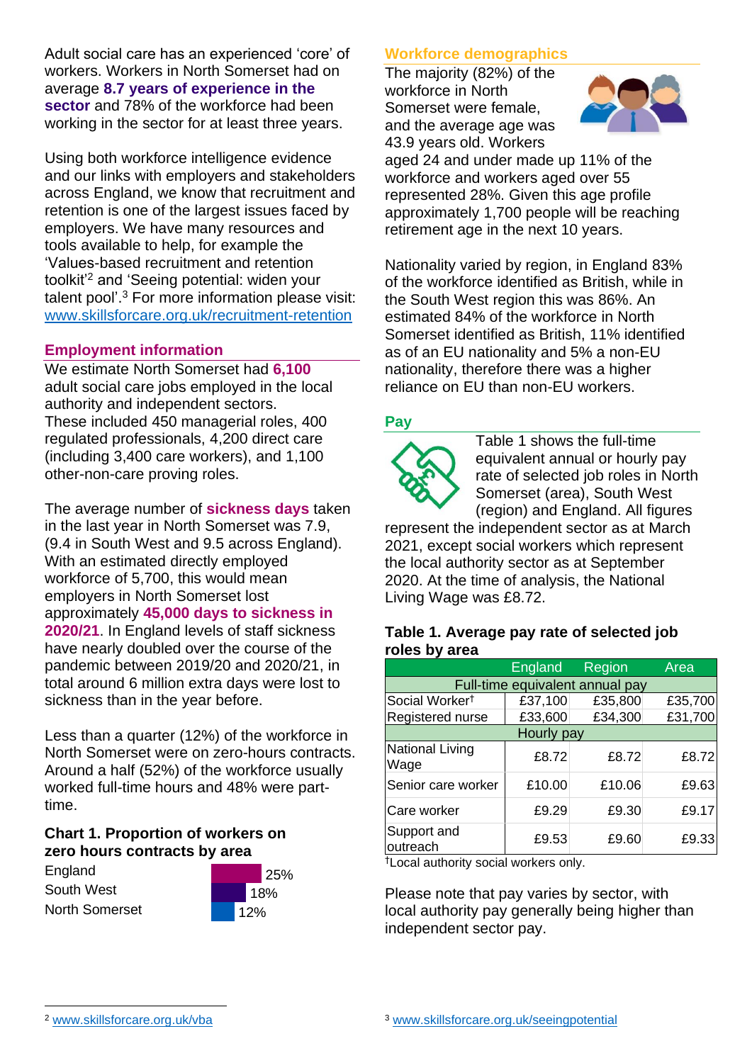Adult social care has an experienced 'core' of workers. Workers in North Somerset had on average **8.7 years of experience in the sector** and 78% of the workforce had been working in the sector for at least three years.

Using both workforce intelligence evidence and our links with employers and stakeholders across England, we know that recruitment and retention is one of the largest issues faced by employers. We have many resources and tools available to help, for example the 'Values-based recruitment and retention toolkit'[2] and 'Seeing potential: widen your talent pool'.[3] For more information please visit: www.skillsforcare.org.uk/recruitment-retention

## Employment information

We estimate North Somerset had **6,100** adult social care jobs employed in the local authority and independent sectors. These included 450 managerial roles, 400 regulated professionals, 4,200 direct care (including 3,400 care workers), and 1,100 other-non-care proving roles.

The average number of **sickness days** taken in the last year in North Somerset was 7.9, (9.4 in South West and 9.5 across England). With an estimated directly employed workforce of 5,700, this would mean employers in North Somerset lost approximately **45,000 days to sickness in 2020/21**. In England levels of staff sickness have nearly doubled over the course of the pandemic between 2019/20 and 2020/21, in total around 6 million extra days were lost to sickness than in the year before.

Less than a quarter (12%) of the workforce in North Somerset were on zero-hours contracts. Around a half (52%) of the workforce usually worked full-time hours and 48% were part-time.

### Chart 1. Proportion of workers on zero hours contracts by area

| Area | Proportion |
|---|---|
| England | 25% |
| South West | 18% |
| North Somerset | 12% |

## Workforce demographics

The majority (82%) of the workforce in North Somerset were female, and the average age was 43.9 years old. Workers aged 24 and under made up 11% of the workforce and workers aged over 55 represented 28%. Given this age profile approximately 1,700 people will be reaching retirement age in the next 10 years.

Nationality varied by region, in England 83% of the workforce identified as British, while in the South West region this was 86%. An estimated 84% of the workforce in North Somerset identified as British, 11% identified as of an EU nationality and 5% a non-EU nationality, therefore there was a higher reliance on EU than non-EU workers.

## Pay

Table 1 shows the full-time equivalent annual or hourly pay rate of selected job roles in North Somerset (area), South West (region) and England. All figures represent the independent sector as at March 2021, except social workers which represent the local authority sector as at September 2020. At the time of analysis, the National Living Wage was £8.72.

### Table 1. Average pay rate of selected job roles by area

| | England | Region | Area |
|---|---|---|---|
| **Full-time equivalent annual pay** | | | |
| Social Worker† | £37,100 | £35,800 | £35,700 |
| Registered nurse | £33,600 | £34,300 | £31,700 |
| **Hourly pay** | | | |
| National Living Wage | £8.72 | £8.72 | £8.72 |
| Senior care worker | £10.00 | £10.06 | £9.63 |
| Care worker | £9.29 | £9.30 | £9.17 |
| Support and outreach | £9.53 | £9.60 | £9.33 |

†Local authority social workers only.

Please note that pay varies by sector, with local authority pay generally being higher than independent sector pay.

[2] www.skillsforcare.org.uk/vba

[3] www.skillsforcare.org.uk/seeingpotential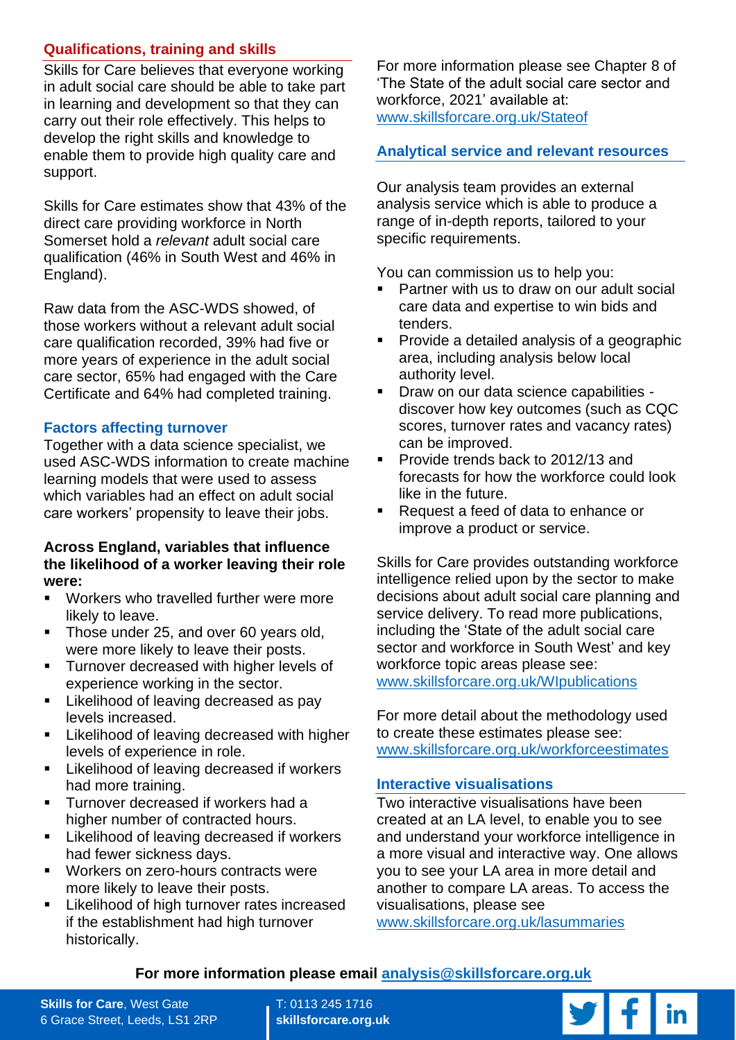## Qualifications, training and skills

Skills for Care believes that everyone working in adult social care should be able to take part in learning and development so that they can carry out their role effectively. This helps to develop the right skills and knowledge to enable them to provide high quality care and support.

Skills for Care estimates show that 43% of the direct care providing workforce in North Somerset hold a *relevant* adult social care qualification (46% in South West and 46% in England).

Raw data from the ASC-WDS showed, of those workers without a relevant adult social care qualification recorded, 39% had five or more years of experience in the adult social care sector, 65% had engaged with the Care Certificate and 64% had completed training.

## Factors affecting turnover

Together with a data science specialist, we used ASC-WDS information to create machine learning models that were used to assess which variables had an effect on adult social care workers' propensity to leave their jobs.

**Across England, variables that influence the likelihood of a worker leaving their role were:**

- Workers who travelled further were more likely to leave.
- Those under 25, and over 60 years old, were more likely to leave their posts.
- Turnover decreased with higher levels of experience working in the sector.
- Likelihood of leaving decreased as pay levels increased.
- Likelihood of leaving decreased with higher levels of experience in role.
- Likelihood of leaving decreased if workers had more training.
- Turnover decreased if workers had a higher number of contracted hours.
- Likelihood of leaving decreased if workers had fewer sickness days.
- Workers on zero-hours contracts were more likely to leave their posts.
- Likelihood of high turnover rates increased if the establishment had high turnover historically.

For more information please see Chapter 8 of 'The State of the adult social care sector and workforce, 2021' available at: www.skillsforcare.org.uk/Stateof

## Analytical service and relevant resources

Our analysis team provides an external analysis service which is able to produce a range of in-depth reports, tailored to your specific requirements.

You can commission us to help you:

- Partner with us to draw on our adult social care data and expertise to win bids and tenders.
- Provide a detailed analysis of a geographic area, including analysis below local authority level.
- Draw on our data science capabilities - discover how key outcomes (such as CQC scores, turnover rates and vacancy rates) can be improved.
- Provide trends back to 2012/13 and forecasts for how the workforce could look like in the future.
- Request a feed of data to enhance or improve a product or service.

Skills for Care provides outstanding workforce intelligence relied upon by the sector to make decisions about adult social care planning and service delivery. To read more publications, including the 'State of the adult social care sector and workforce in South West' and key workforce topic areas please see: www.skillsforcare.org.uk/WIpublications

For more detail about the methodology used to create these estimates please see: www.skillsforcare.org.uk/workforceestimates

## Interactive visualisations

Two interactive visualisations have been created at an LA level, to enable you to see and understand your workforce intelligence in a more visual and interactive way. One allows you to see your LA area in more detail and another to compare LA areas. To access the visualisations, please see www.skillsforcare.org.uk/lasummaries

**For more information please email analysis@skillsforcare.org.uk**

**Skills for Care**, West Gate
6 Grace Street, Leeds, LS1 2RP

T: 0113 245 1716
**skillsforcare.org.uk**